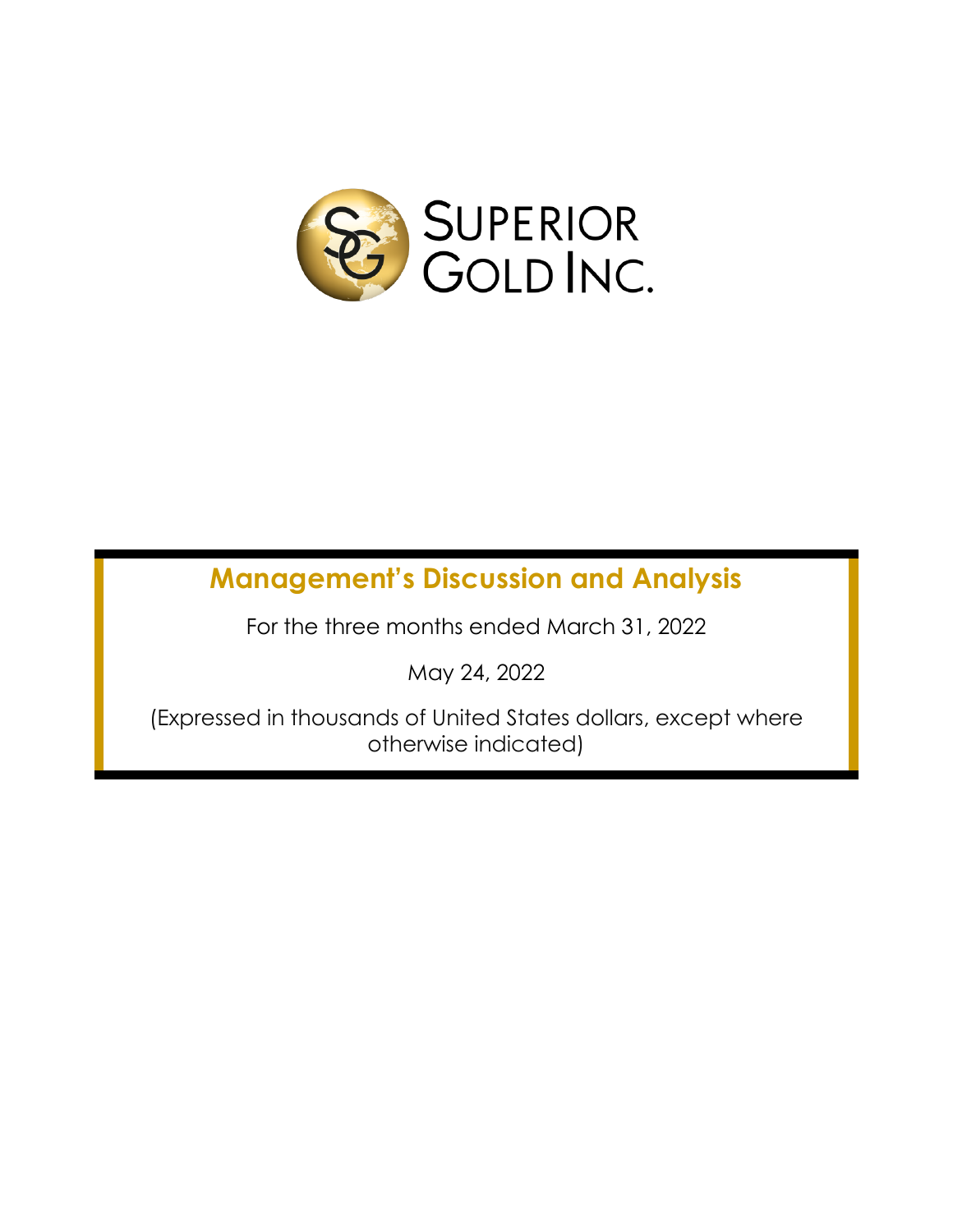SUPERIOR GOLD INC.

# Management's Discussion and Analysis

For the three months ended March 31, 2022

May 24, 2022

(Expressed in thousands of United States dollars, except where otherwise indicated)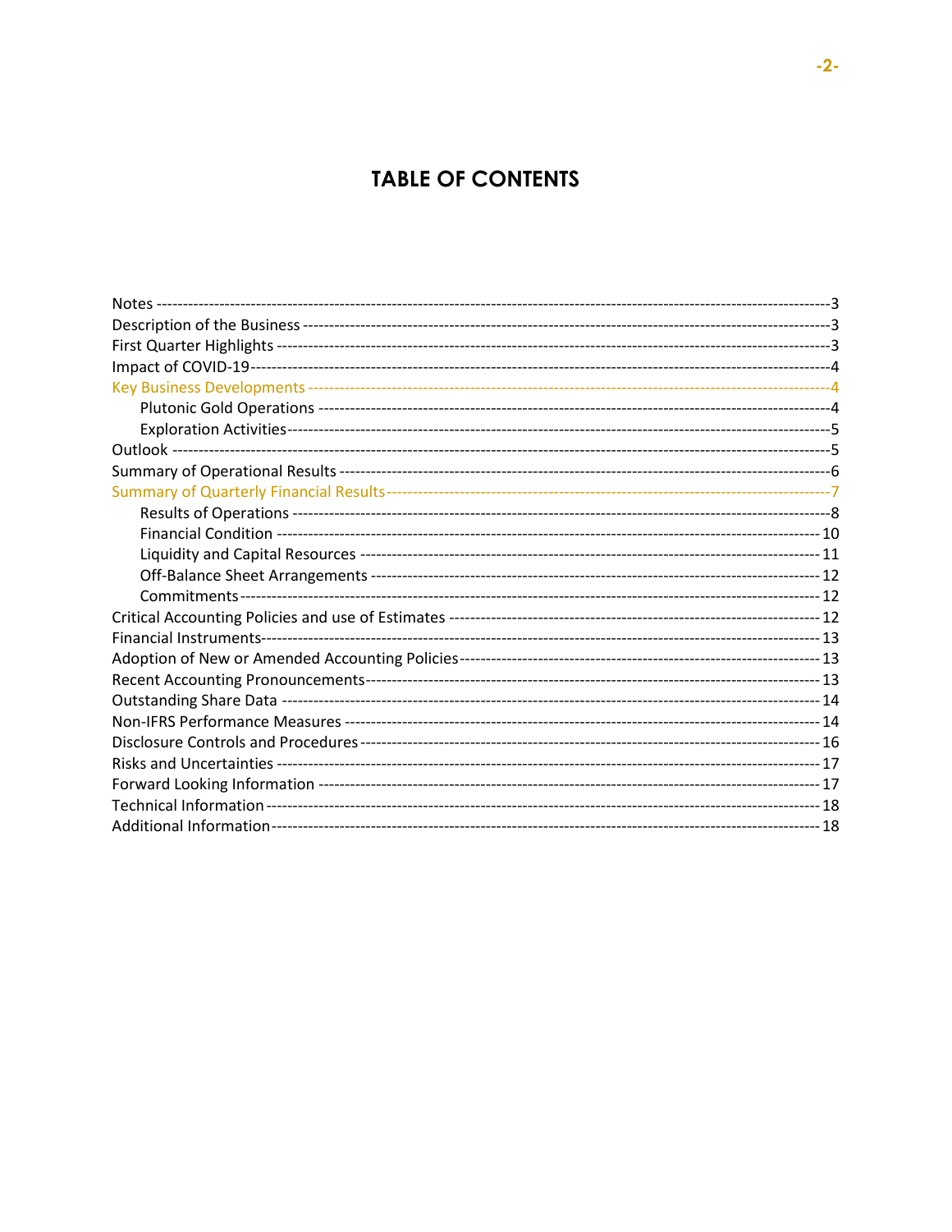# TABLE OF CONTENTS

| | |
|---|---|
| Notes | 3 |
| Description of the Business | 3 |
| First Quarter Highlights | 3 |
| Impact of COVID-19 | 4 |
| Key Business Developments | 4 |
| &nbsp;&nbsp;&nbsp;&nbsp;Plutonic Gold Operations | 4 |
| &nbsp;&nbsp;&nbsp;&nbsp;Exploration Activities | 5 |
| Outlook | 5 |
| Summary of Operational Results | 6 |
| Summary of Quarterly Financial Results | 7 |
| &nbsp;&nbsp;&nbsp;&nbsp;Results of Operations | 8 |
| &nbsp;&nbsp;&nbsp;&nbsp;Financial Condition | 10 |
| &nbsp;&nbsp;&nbsp;&nbsp;Liquidity and Capital Resources | 11 |
| &nbsp;&nbsp;&nbsp;&nbsp;Off-Balance Sheet Arrangements | 12 |
| &nbsp;&nbsp;&nbsp;&nbsp;Commitments | 12 |
| Critical Accounting Policies and use of Estimates | 12 |
| Financial Instruments | 13 |
| Adoption of New or Amended Accounting Policies | 13 |
| Recent Accounting Pronouncements | 13 |
| Outstanding Share Data | 14 |
| Non-IFRS Performance Measures | 14 |
| Disclosure Controls and Procedures | 16 |
| Risks and Uncertainties | 17 |
| Forward Looking Information | 17 |
| Technical Information | 18 |
| Additional Information | 18 |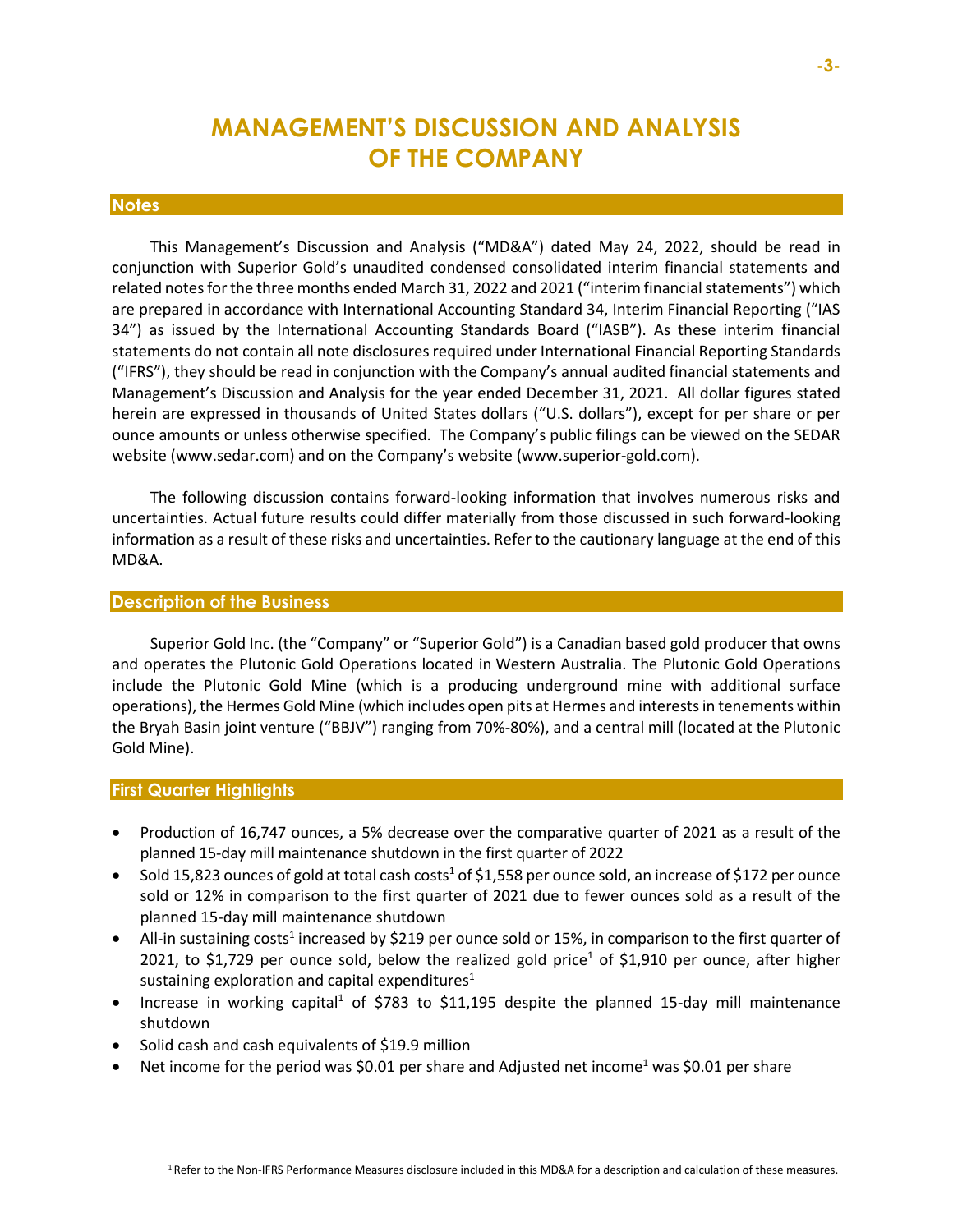# MANAGEMENT'S DISCUSSION AND ANALYSIS OF THE COMPANY

## Notes

This Management's Discussion and Analysis ("MD&A") dated May 24, 2022, should be read in conjunction with Superior Gold's unaudited condensed consolidated interim financial statements and related notes for the three months ended March 31, 2022 and 2021 ("interim financial statements") which are prepared in accordance with International Accounting Standard 34, Interim Financial Reporting ("IAS 34") as issued by the International Accounting Standards Board ("IASB"). As these interim financial statements do not contain all note disclosures required under International Financial Reporting Standards ("IFRS"), they should be read in conjunction with the Company's annual audited financial statements and Management's Discussion and Analysis for the year ended December 31, 2021. All dollar figures stated herein are expressed in thousands of United States dollars ("U.S. dollars"), except for per share or per ounce amounts or unless otherwise specified. The Company's public filings can be viewed on the SEDAR website (www.sedar.com) and on the Company's website (www.superior-gold.com).

The following discussion contains forward-looking information that involves numerous risks and uncertainties. Actual future results could differ materially from those discussed in such forward-looking information as a result of these risks and uncertainties. Refer to the cautionary language at the end of this MD&A.

## Description of the Business

Superior Gold Inc. (the "Company" or "Superior Gold") is a Canadian based gold producer that owns and operates the Plutonic Gold Operations located in Western Australia. The Plutonic Gold Operations include the Plutonic Gold Mine (which is a producing underground mine with additional surface operations), the Hermes Gold Mine (which includes open pits at Hermes and interests in tenements within the Bryah Basin joint venture ("BBJV") ranging from 70%-80%), and a central mill (located at the Plutonic Gold Mine).

## First Quarter Highlights

- Production of 16,747 ounces, a 5% decrease over the comparative quarter of 2021 as a result of the planned 15-day mill maintenance shutdown in the first quarter of 2022
- Sold 15,823 ounces of gold at total cash costs[1] of $1,558 per ounce sold, an increase of $172 per ounce sold or 12% in comparison to the first quarter of 2021 due to fewer ounces sold as a result of the planned 15-day mill maintenance shutdown
- All-in sustaining costs[1] increased by $219 per ounce sold or 15%, in comparison to the first quarter of 2021, to $1,729 per ounce sold, below the realized gold price[1] of $1,910 per ounce, after higher sustaining exploration and capital expenditures[1]
- Increase in working capital[1] of $783 to $11,195 despite the planned 15-day mill maintenance shutdown
- Solid cash and cash equivalents of $19.9 million
- Net income for the period was $0.01 per share and Adjusted net income[1] was $0.01 per share

[1] Refer to the Non-IFRS Performance Measures disclosure included in this MD&A for a description and calculation of these measures.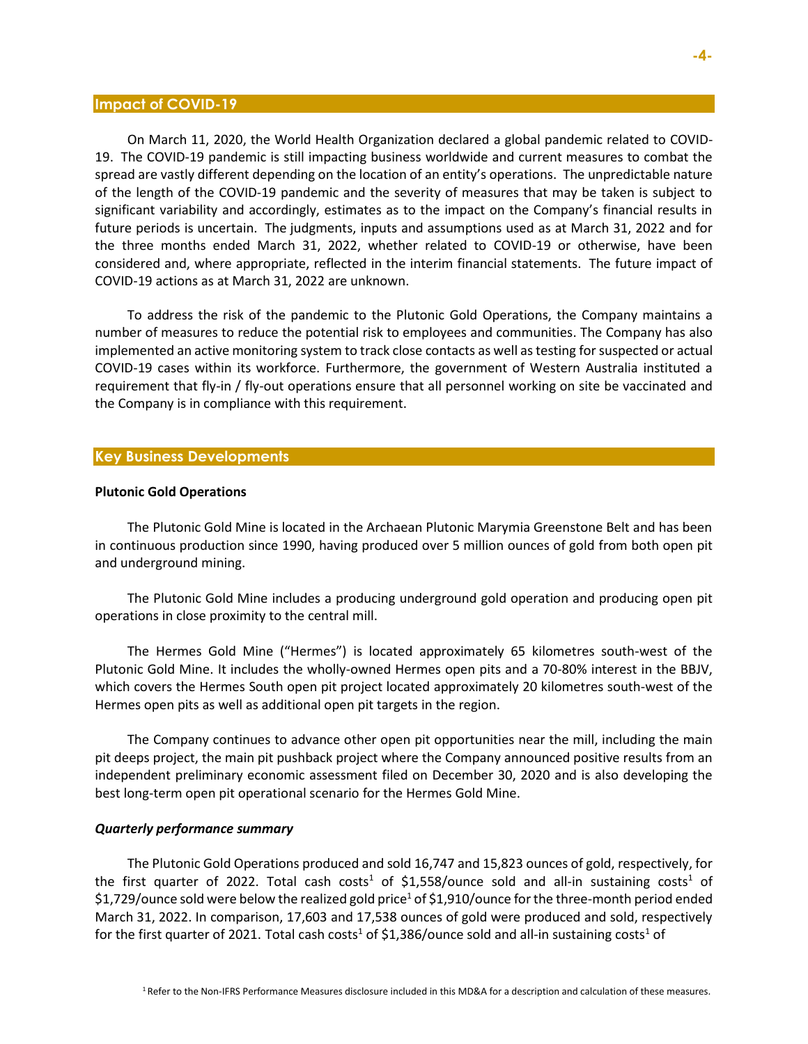## Impact of COVID-19

On March 11, 2020, the World Health Organization declared a global pandemic related to COVID-19. The COVID-19 pandemic is still impacting business worldwide and current measures to combat the spread are vastly different depending on the location of an entity's operations. The unpredictable nature of the length of the COVID-19 pandemic and the severity of measures that may be taken is subject to significant variability and accordingly, estimates as to the impact on the Company's financial results in future periods is uncertain. The judgments, inputs and assumptions used as at March 31, 2022 and for the three months ended March 31, 2022, whether related to COVID-19 or otherwise, have been considered and, where appropriate, reflected in the interim financial statements. The future impact of COVID-19 actions as at March 31, 2022 are unknown.

To address the risk of the pandemic to the Plutonic Gold Operations, the Company maintains a number of measures to reduce the potential risk to employees and communities. The Company has also implemented an active monitoring system to track close contacts as well as testing for suspected or actual COVID-19 cases within its workforce. Furthermore, the government of Western Australia instituted a requirement that fly-in / fly-out operations ensure that all personnel working on site be vaccinated and the Company is in compliance with this requirement.

## Key Business Developments

**Plutonic Gold Operations**

The Plutonic Gold Mine is located in the Archaean Plutonic Marymia Greenstone Belt and has been in continuous production since 1990, having produced over 5 million ounces of gold from both open pit and underground mining.

The Plutonic Gold Mine includes a producing underground gold operation and producing open pit operations in close proximity to the central mill.

The Hermes Gold Mine ("Hermes") is located approximately 65 kilometres south-west of the Plutonic Gold Mine. It includes the wholly-owned Hermes open pits and a 70-80% interest in the BBJV, which covers the Hermes South open pit project located approximately 20 kilometres south-west of the Hermes open pits as well as additional open pit targets in the region.

The Company continues to advance other open pit opportunities near the mill, including the main pit deeps project, the main pit pushback project where the Company announced positive results from an independent preliminary economic assessment filed on December 30, 2020 and is also developing the best long-term open pit operational scenario for the Hermes Gold Mine.

***Quarterly performance summary***

The Plutonic Gold Operations produced and sold 16,747 and 15,823 ounces of gold, respectively, for the first quarter of 2022. Total cash costs[1] of $1,558/ounce sold and all-in sustaining costs[1] of $1,729/ounce sold were below the realized gold price[1] of $1,910/ounce for the three-month period ended March 31, 2022. In comparison, 17,603 and 17,538 ounces of gold were produced and sold, respectively for the first quarter of 2021. Total cash costs[1] of $1,386/ounce sold and all-in sustaining costs[1] of

[1] Refer to the Non-IFRS Performance Measures disclosure included in this MD&A for a description and calculation of these measures.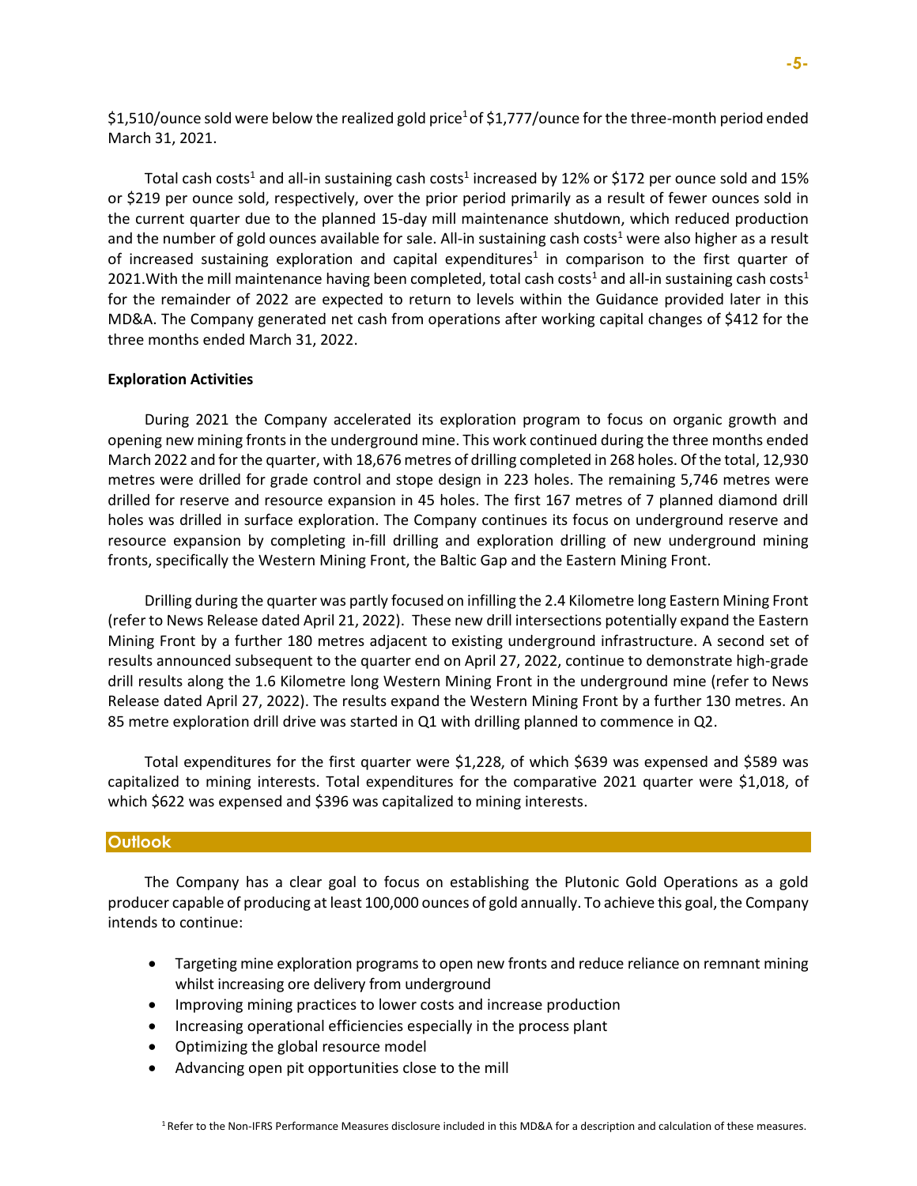$1,510/ounce sold were below the realized gold price[1] of $1,777/ounce for the three-month period ended March 31, 2021.

Total cash costs[1] and all-in sustaining cash costs[1] increased by 12% or $172 per ounce sold and 15% or $219 per ounce sold, respectively, over the prior period primarily as a result of fewer ounces sold in the current quarter due to the planned 15-day mill maintenance shutdown, which reduced production and the number of gold ounces available for sale. All-in sustaining cash costs[1] were also higher as a result of increased sustaining exploration and capital expenditures[1] in comparison to the first quarter of 2021.With the mill maintenance having been completed, total cash costs[1] and all-in sustaining cash costs[1] for the remainder of 2022 are expected to return to levels within the Guidance provided later in this MD&A. The Company generated net cash from operations after working capital changes of $412 for the three months ended March 31, 2022.

**Exploration Activities**

During 2021 the Company accelerated its exploration program to focus on organic growth and opening new mining fronts in the underground mine. This work continued during the three months ended March 2022 and for the quarter, with 18,676 metres of drilling completed in 268 holes. Of the total, 12,930 metres were drilled for grade control and stope design in 223 holes. The remaining 5,746 metres were drilled for reserve and resource expansion in 45 holes. The first 167 metres of 7 planned diamond drill holes was drilled in surface exploration. The Company continues its focus on underground reserve and resource expansion by completing in-fill drilling and exploration drilling of new underground mining fronts, specifically the Western Mining Front, the Baltic Gap and the Eastern Mining Front.

Drilling during the quarter was partly focused on infilling the 2.4 Kilometre long Eastern Mining Front (refer to News Release dated April 21, 2022). These new drill intersections potentially expand the Eastern Mining Front by a further 180 metres adjacent to existing underground infrastructure. A second set of results announced subsequent to the quarter end on April 27, 2022, continue to demonstrate high-grade drill results along the 1.6 Kilometre long Western Mining Front in the underground mine (refer to News Release dated April 27, 2022). The results expand the Western Mining Front by a further 130 metres. An 85 metre exploration drill drive was started in Q1 with drilling planned to commence in Q2.

Total expenditures for the first quarter were $1,228, of which $639 was expensed and $589 was capitalized to mining interests. Total expenditures for the comparative 2021 quarter were $1,018, of which $622 was expensed and $396 was capitalized to mining interests.

## Outlook

The Company has a clear goal to focus on establishing the Plutonic Gold Operations as a gold producer capable of producing at least 100,000 ounces of gold annually. To achieve this goal, the Company intends to continue:

- Targeting mine exploration programs to open new fronts and reduce reliance on remnant mining whilst increasing ore delivery from underground
- Improving mining practices to lower costs and increase production
- Increasing operational efficiencies especially in the process plant
- Optimizing the global resource model
- Advancing open pit opportunities close to the mill

[1] Refer to the Non-IFRS Performance Measures disclosure included in this MD&A for a description and calculation of these measures.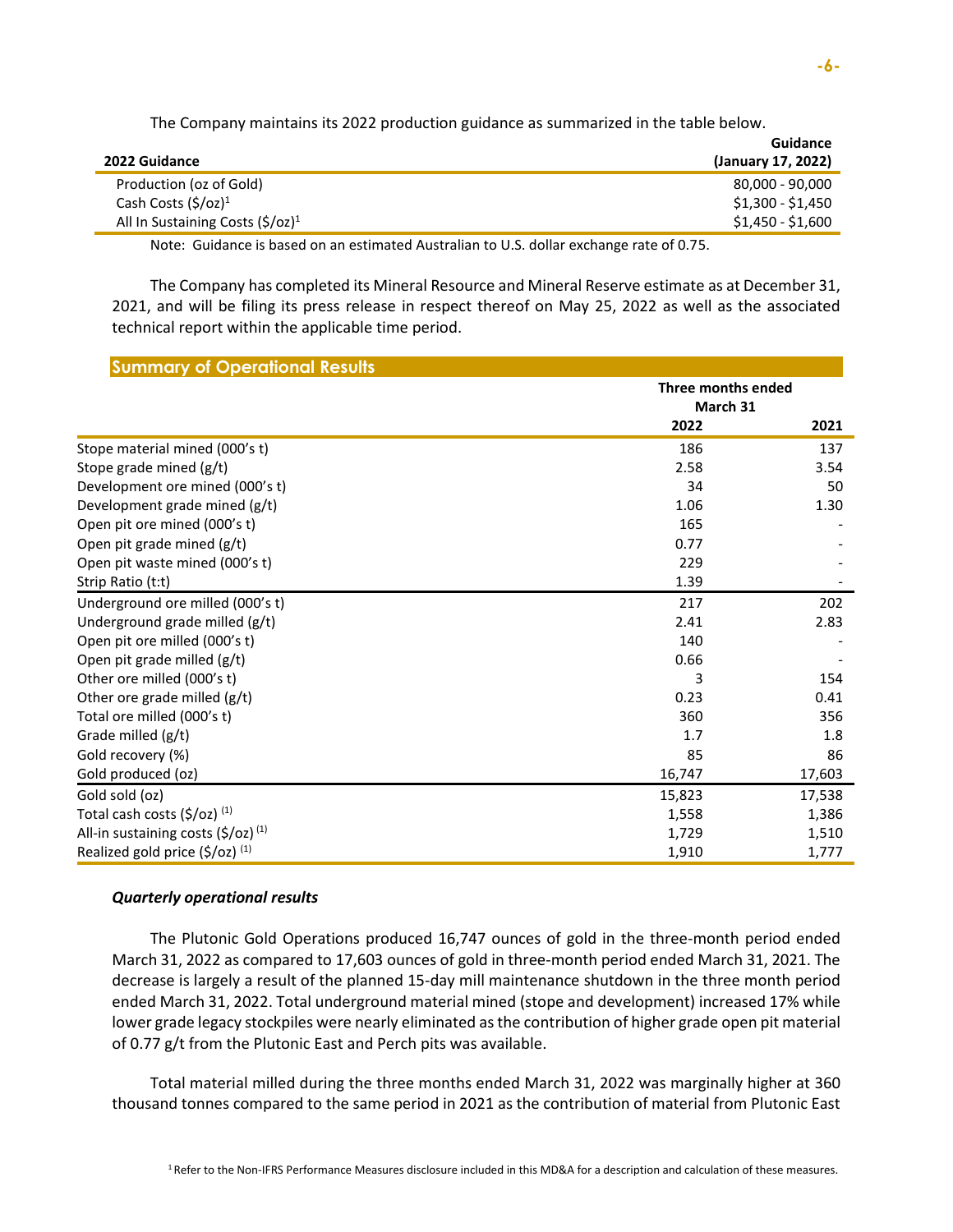The Company maintains its 2022 production guidance as summarized in the table below.

| 2022 Guidance | Guidance (January 17, 2022) |
|---|---|
| Production (oz of Gold) | 80,000 - 90,000 |
| Cash Costs ($/oz)[1] | $1,300 - $1,450 |
| All In Sustaining Costs ($/oz)[1] | $1,450 - $1,600 |

Note: Guidance is based on an estimated Australian to U.S. dollar exchange rate of 0.75.

The Company has completed its Mineral Resource and Mineral Reserve estimate as at December 31, 2021, and will be filing its press release in respect thereof on May 25, 2022 as well as the associated technical report within the applicable time period.

## Summary of Operational Results

| | Three months ended March 31 | |
|---|---|---|
| | 2022 | 2021 |
| Stope material mined (000's t) | 186 | 137 |
| Stope grade mined (g/t) | 2.58 | 3.54 |
| Development ore mined (000's t) | 34 | 50 |
| Development grade mined (g/t) | 1.06 | 1.30 |
| Open pit ore mined (000's t) | 165 | - |
| Open pit grade mined (g/t) | 0.77 | - |
| Open pit waste mined (000's t) | 229 | - |
| Strip Ratio (t:t) | 1.39 | - |
| Underground ore milled (000's t) | 217 | 202 |
| Underground grade milled (g/t) | 2.41 | 2.83 |
| Open pit ore milled (000's t) | 140 | - |
| Open pit grade milled (g/t) | 0.66 | - |
| Other ore milled (000's t) | 3 | 154 |
| Other ore grade milled (g/t) | 0.23 | 0.41 |
| Total ore milled (000's t) | 360 | 356 |
| Grade milled (g/t) | 1.7 | 1.8 |
| Gold recovery (%) | 85 | 86 |
| Gold produced (oz) | 16,747 | 17,603 |
| Gold sold (oz) | 15,823 | 17,538 |
| Total cash costs ($/oz) (1) | 1,558 | 1,386 |
| All-in sustaining costs ($/oz) (1) | 1,729 | 1,510 |
| Realized gold price ($/oz) (1) | 1,910 | 1,777 |

### *Quarterly operational results*

The Plutonic Gold Operations produced 16,747 ounces of gold in the three-month period ended March 31, 2022 as compared to 17,603 ounces of gold in three-month period ended March 31, 2021. The decrease is largely a result of the planned 15-day mill maintenance shutdown in the three month period ended March 31, 2022. Total underground material mined (stope and development) increased 17% while lower grade legacy stockpiles were nearly eliminated as the contribution of higher grade open pit material of 0.77 g/t from the Plutonic East and Perch pits was available.

Total material milled during the three months ended March 31, 2022 was marginally higher at 360 thousand tonnes compared to the same period in 2021 as the contribution of material from Plutonic East

[1] Refer to the Non-IFRS Performance Measures disclosure included in this MD&A for a description and calculation of these measures.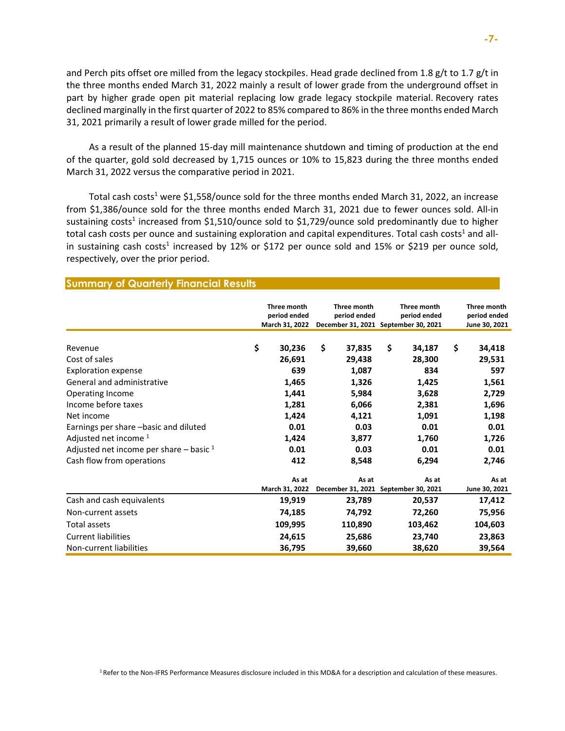and Perch pits offset ore milled from the legacy stockpiles. Head grade declined from 1.8 g/t to 1.7 g/t in the three months ended March 31, 2022 mainly a result of lower grade from the underground offset in part by higher grade open pit material replacing low grade legacy stockpile material. Recovery rates declined marginally in the first quarter of 2022 to 85% compared to 86% in the three months ended March 31, 2021 primarily a result of lower grade milled for the period.

As a result of the planned 15-day mill maintenance shutdown and timing of production at the end of the quarter, gold sold decreased by 1,715 ounces or 10% to 15,823 during the three months ended March 31, 2022 versus the comparative period in 2021.

Total cash costs[1] were $1,558/ounce sold for the three months ended March 31, 2022, an increase from $1,386/ounce sold for the three months ended March 31, 2021 due to fewer ounces sold. All-in sustaining costs[1] increased from $1,510/ounce sold to $1,729/ounce sold predominantly due to higher total cash costs per ounce and sustaining exploration and capital expenditures. Total cash costs[1] and all-in sustaining cash costs[1] increased by 12% or $172 per ounce sold and 15% or $219 per ounce sold, respectively, over the prior period.

## Summary of Quarterly Financial Results

| | Three month period ended March 31, 2022 | Three month period ended December 31, 2021 | Three month period ended September 30, 2021 | Three month period ended June 30, 2021 |
|---|---|---|---|---|
| Revenue | $ 30,236 | $ 37,835 | $ 34,187 | $ 34,418 |
| Cost of sales | 26,691 | 29,438 | 28,300 | 29,531 |
| Exploration expense | 639 | 1,087 | 834 | 597 |
| General and administrative | 1,465 | 1,326 | 1,425 | 1,561 |
| Operating Income | 1,441 | 5,984 | 3,628 | 2,729 |
| Income before taxes | 1,281 | 6,066 | 2,381 | 1,696 |
| Net income | 1,424 | 4,121 | 1,091 | 1,198 |
| Earnings per share –basic and diluted | 0.01 | 0.03 | 0.01 | 0.01 |
| Adjusted net income [1] | 1,424 | 3,877 | 1,760 | 1,726 |
| Adjusted net income per share – basic [1] | 0.01 | 0.03 | 0.01 | 0.01 |
| Cash flow from operations | 412 | 8,548 | 6,294 | 2,746 |
| | **As at March 31, 2022** | **As at December 31, 2021** | **As at September 30, 2021** | **As at June 30, 2021** |
| Cash and cash equivalents | 19,919 | 23,789 | 20,537 | 17,412 |
| Non-current assets | 74,185 | 74,792 | 72,260 | 75,956 |
| Total assets | 109,995 | 110,890 | 103,462 | 104,603 |
| Current liabilities | 24,615 | 25,686 | 23,740 | 23,863 |
| Non-current liabilities | 36,795 | 39,660 | 38,620 | 39,564 |

[1] Refer to the Non-IFRS Performance Measures disclosure included in this MD&A for a description and calculation of these measures.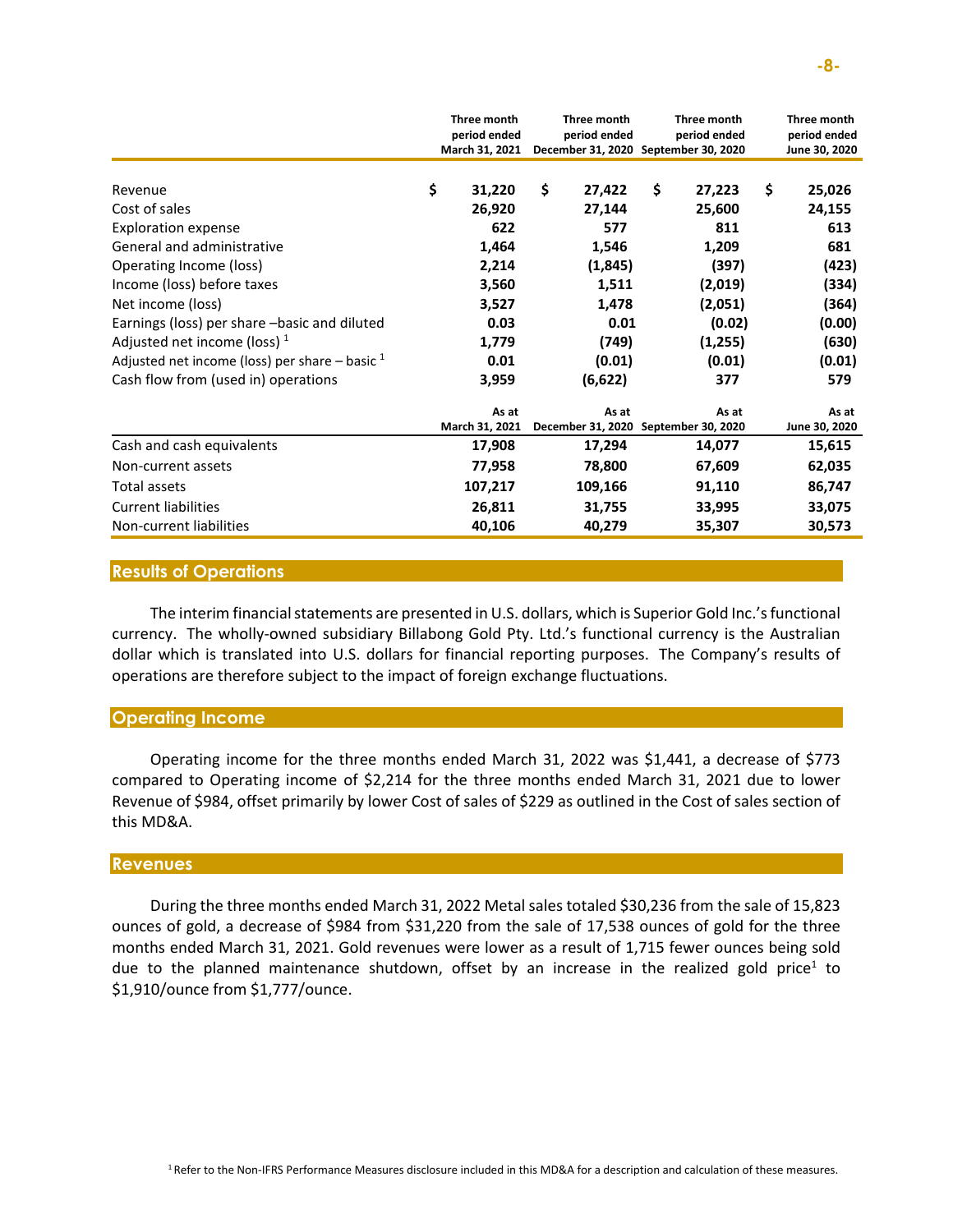| | | Three month period ended March 31, 2021 | | Three month period ended December 31, 2020 | | Three month period ended September 30, 2020 | | Three month period ended June 30, 2020 |
|---|---|---|---|---|---|---|---|---|
| Revenue | $ | 31,220 | $ | 27,422 | $ | 27,223 | $ | 25,026 |
| Cost of sales | | 26,920 | | 27,144 | | 25,600 | | 24,155 |
| Exploration expense | | 622 | | 577 | | 811 | | 613 |
| General and administrative | | 1,464 | | 1,546 | | 1,209 | | 681 |
| Operating Income (loss) | | 2,214 | | (1,845) | | (397) | | (423) |
| Income (loss) before taxes | | 3,560 | | 1,511 | | (2,019) | | (334) |
| Net income (loss) | | 3,527 | | 1,478 | | (2,051) | | (364) |
| Earnings (loss) per share –basic and diluted | | 0.03 | | 0.01 | | (0.02) | | (0.00) |
| Adjusted net income (loss) [1] | | 1,779 | | (749) | | (1,255) | | (630) |
| Adjusted net income (loss) per share – basic [1] | | 0.01 | | (0.01) | | (0.01) | | (0.01) |
| Cash flow from (used in) operations | | 3,959 | | (6,622) | | 377 | | 579 |
| | | As at March 31, 2021 | | As at December 31, 2020 | | As at September 30, 2020 | | As at June 30, 2020 |
| Cash and cash equivalents | | 17,908 | | 17,294 | | 14,077 | | 15,615 |
| Non-current assets | | 77,958 | | 78,800 | | 67,609 | | 62,035 |
| Total assets | | 107,217 | | 109,166 | | 91,110 | | 86,747 |
| Current liabilities | | 26,811 | | 31,755 | | 33,995 | | 33,075 |
| Non-current liabilities | | 40,106 | | 40,279 | | 35,307 | | 30,573 |

## Results of Operations

The interim financial statements are presented in U.S. dollars, which is Superior Gold Inc.'s functional currency. The wholly-owned subsidiary Billabong Gold Pty. Ltd.'s functional currency is the Australian dollar which is translated into U.S. dollars for financial reporting purposes. The Company's results of operations are therefore subject to the impact of foreign exchange fluctuations.

## Operating Income

Operating income for the three months ended March 31, 2022 was $1,441, a decrease of $773 compared to Operating income of $2,214 for the three months ended March 31, 2021 due to lower Revenue of $984, offset primarily by lower Cost of sales of $229 as outlined in the Cost of sales section of this MD&A.

## Revenues

During the three months ended March 31, 2022 Metal sales totaled $30,236 from the sale of 15,823 ounces of gold, a decrease of $984 from $31,220 from the sale of 17,538 ounces of gold for the three months ended March 31, 2021. Gold revenues were lower as a result of 1,715 fewer ounces being sold due to the planned maintenance shutdown, offset by an increase in the realized gold price[1] to $1,910/ounce from $1,777/ounce.

[1] Refer to the Non-IFRS Performance Measures disclosure included in this MD&A for a description and calculation of these measures.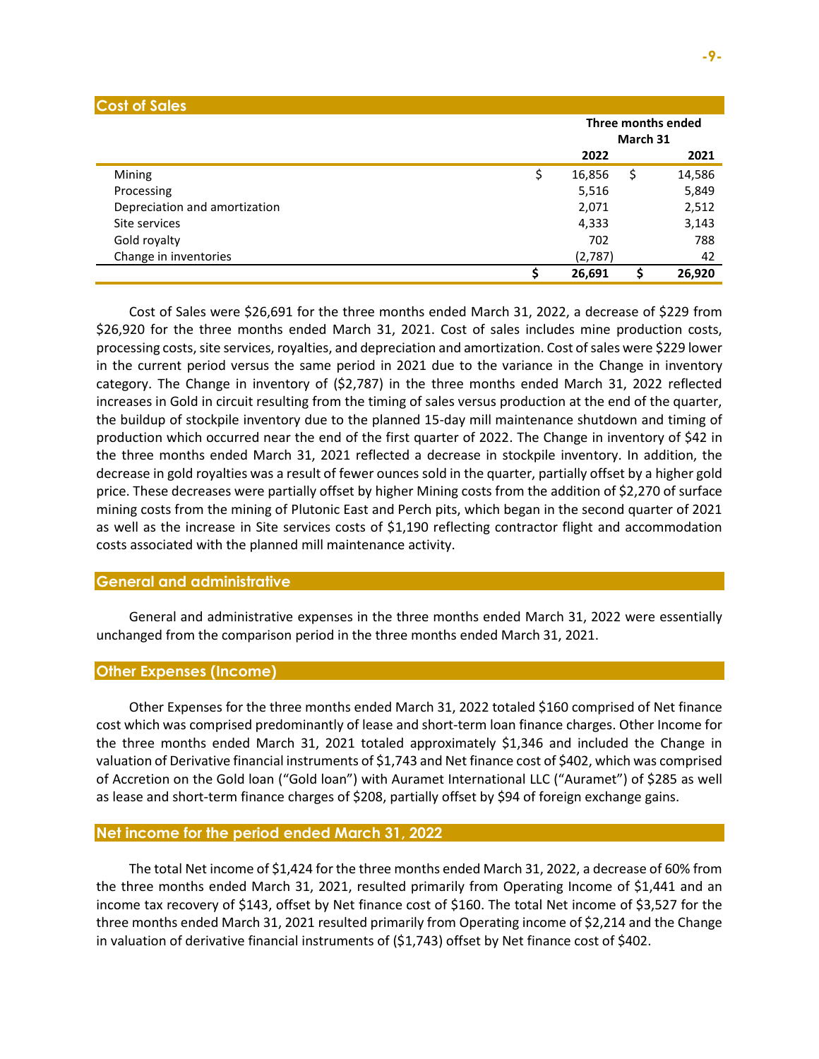## Cost of Sales

| | Three months ended March 31 | |
|---|---|---|
| | 2022 | 2021 |
| Mining | $ 16,856 | $ 14,586 |
| Processing | 5,516 | 5,849 |
| Depreciation and amortization | 2,071 | 2,512 |
| Site services | 4,333 | 3,143 |
| Gold royalty | 702 | 788 |
| Change in inventories | (2,787) | 42 |
| | **$ 26,691** | **$ 26,920** |

Cost of Sales were $26,691 for the three months ended March 31, 2022, a decrease of $229 from $26,920 for the three months ended March 31, 2021. Cost of sales includes mine production costs, processing costs, site services, royalties, and depreciation and amortization. Cost of sales were $229 lower in the current period versus the same period in 2021 due to the variance in the Change in inventory category. The Change in inventory of ($2,787) in the three months ended March 31, 2022 reflected increases in Gold in circuit resulting from the timing of sales versus production at the end of the quarter, the buildup of stockpile inventory due to the planned 15-day mill maintenance shutdown and timing of production which occurred near the end of the first quarter of 2022. The Change in inventory of $42 in the three months ended March 31, 2021 reflected a decrease in stockpile inventory. In addition, the decrease in gold royalties was a result of fewer ounces sold in the quarter, partially offset by a higher gold price. These decreases were partially offset by higher Mining costs from the addition of $2,270 of surface mining costs from the mining of Plutonic East and Perch pits, which began in the second quarter of 2021 as well as the increase in Site services costs of $1,190 reflecting contractor flight and accommodation costs associated with the planned mill maintenance activity.

## General and administrative

General and administrative expenses in the three months ended March 31, 2022 were essentially unchanged from the comparison period in the three months ended March 31, 2021.

## Other Expenses (Income)

Other Expenses for the three months ended March 31, 2022 totaled $160 comprised of Net finance cost which was comprised predominantly of lease and short-term loan finance charges. Other Income for the three months ended March 31, 2021 totaled approximately $1,346 and included the Change in valuation of Derivative financial instruments of $1,743 and Net finance cost of $402, which was comprised of Accretion on the Gold loan ("Gold loan") with Auramet International LLC ("Auramet") of $285 as well as lease and short-term finance charges of $208, partially offset by $94 of foreign exchange gains.

## Net income for the period ended March 31, 2022

The total Net income of $1,424 for the three months ended March 31, 2022, a decrease of 60% from the three months ended March 31, 2021, resulted primarily from Operating Income of $1,441 and an income tax recovery of $143, offset by Net finance cost of $160. The total Net income of $3,527 for the three months ended March 31, 2021 resulted primarily from Operating income of $2,214 and the Change in valuation of derivative financial instruments of ($1,743) offset by Net finance cost of $402.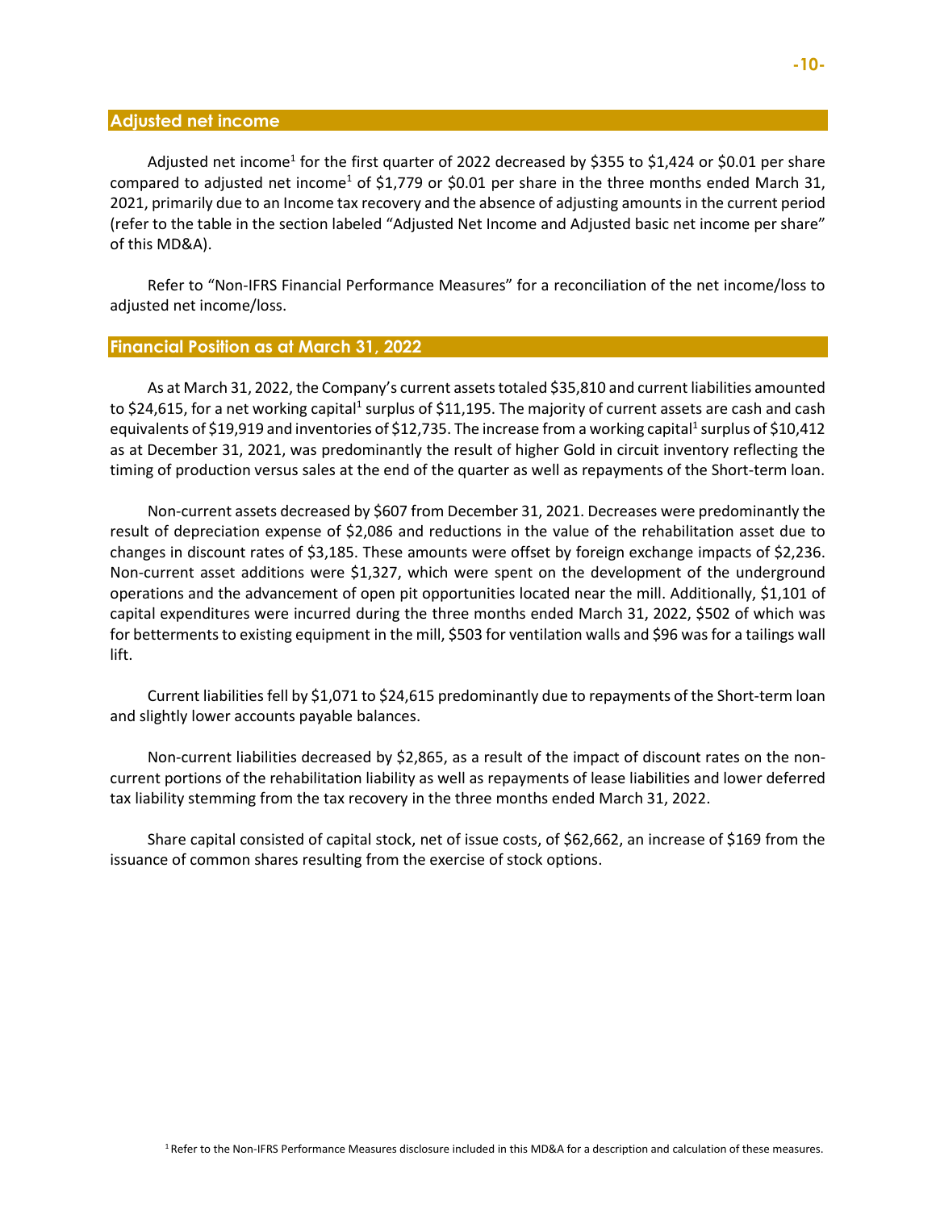## Adjusted net income

Adjusted net income[1] for the first quarter of 2022 decreased by $355 to $1,424 or $0.01 per share compared to adjusted net income[1] of $1,779 or $0.01 per share in the three months ended March 31, 2021, primarily due to an Income tax recovery and the absence of adjusting amounts in the current period (refer to the table in the section labeled "Adjusted Net Income and Adjusted basic net income per share" of this MD&A).

Refer to "Non-IFRS Financial Performance Measures" for a reconciliation of the net income/loss to adjusted net income/loss.

## Financial Position as at March 31, 2022

As at March 31, 2022, the Company's current assets totaled $35,810 and current liabilities amounted to $24,615, for a net working capital[1] surplus of $11,195. The majority of current assets are cash and cash equivalents of $19,919 and inventories of $12,735. The increase from a working capital[1] surplus of $10,412 as at December 31, 2021, was predominantly the result of higher Gold in circuit inventory reflecting the timing of production versus sales at the end of the quarter as well as repayments of the Short-term loan.

Non-current assets decreased by $607 from December 31, 2021. Decreases were predominantly the result of depreciation expense of $2,086 and reductions in the value of the rehabilitation asset due to changes in discount rates of $3,185. These amounts were offset by foreign exchange impacts of $2,236. Non-current asset additions were $1,327, which were spent on the development of the underground operations and the advancement of open pit opportunities located near the mill. Additionally, $1,101 of capital expenditures were incurred during the three months ended March 31, 2022, $502 of which was for betterments to existing equipment in the mill, $503 for ventilation walls and $96 was for a tailings wall lift.

Current liabilities fell by $1,071 to $24,615 predominantly due to repayments of the Short-term loan and slightly lower accounts payable balances.

Non-current liabilities decreased by $2,865, as a result of the impact of discount rates on the non-current portions of the rehabilitation liability as well as repayments of lease liabilities and lower deferred tax liability stemming from the tax recovery in the three months ended March 31, 2022.

Share capital consisted of capital stock, net of issue costs, of $62,662, an increase of $169 from the issuance of common shares resulting from the exercise of stock options.

[1] Refer to the Non-IFRS Performance Measures disclosure included in this MD&A for a description and calculation of these measures.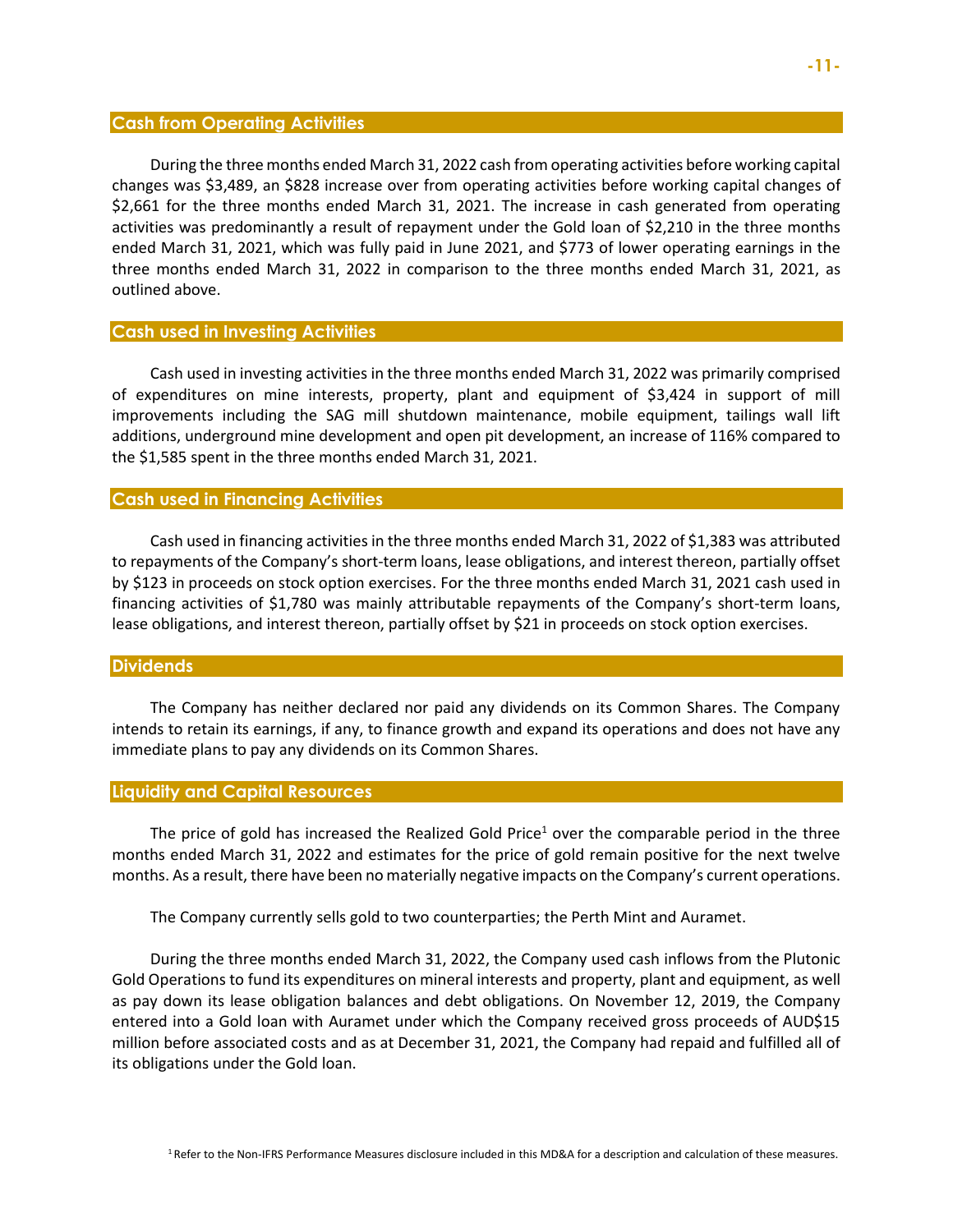## Cash from Operating Activities

During the three months ended March 31, 2022 cash from operating activities before working capital changes was \$3,489, an \$828 increase over from operating activities before working capital changes of \$2,661 for the three months ended March 31, 2021. The increase in cash generated from operating activities was predominantly a result of repayment under the Gold loan of \$2,210 in the three months ended March 31, 2021, which was fully paid in June 2021, and \$773 of lower operating earnings in the three months ended March 31, 2022 in comparison to the three months ended March 31, 2021, as outlined above.

## Cash used in Investing Activities

Cash used in investing activities in the three months ended March 31, 2022 was primarily comprised of expenditures on mine interests, property, plant and equipment of \$3,424 in support of mill improvements including the SAG mill shutdown maintenance, mobile equipment, tailings wall lift additions, underground mine development and open pit development, an increase of 116% compared to the \$1,585 spent in the three months ended March 31, 2021.

## Cash used in Financing Activities

Cash used in financing activities in the three months ended March 31, 2022 of \$1,383 was attributed to repayments of the Company's short-term loans, lease obligations, and interest thereon, partially offset by \$123 in proceeds on stock option exercises. For the three months ended March 31, 2021 cash used in financing activities of \$1,780 was mainly attributable repayments of the Company's short-term loans, lease obligations, and interest thereon, partially offset by \$21 in proceeds on stock option exercises.

## Dividends

The Company has neither declared nor paid any dividends on its Common Shares. The Company intends to retain its earnings, if any, to finance growth and expand its operations and does not have any immediate plans to pay any dividends on its Common Shares.

## Liquidity and Capital Resources

The price of gold has increased the Realized Gold Price[1] over the comparable period in the three months ended March 31, 2022 and estimates for the price of gold remain positive for the next twelve months. As a result, there have been no materially negative impacts on the Company's current operations.

The Company currently sells gold to two counterparties; the Perth Mint and Auramet.

During the three months ended March 31, 2022, the Company used cash inflows from the Plutonic Gold Operations to fund its expenditures on mineral interests and property, plant and equipment, as well as pay down its lease obligation balances and debt obligations. On November 12, 2019, the Company entered into a Gold loan with Auramet under which the Company received gross proceeds of AUD\$15 million before associated costs and as at December 31, 2021, the Company had repaid and fulfilled all of its obligations under the Gold loan.

[1] Refer to the Non-IFRS Performance Measures disclosure included in this MD&A for a description and calculation of these measures.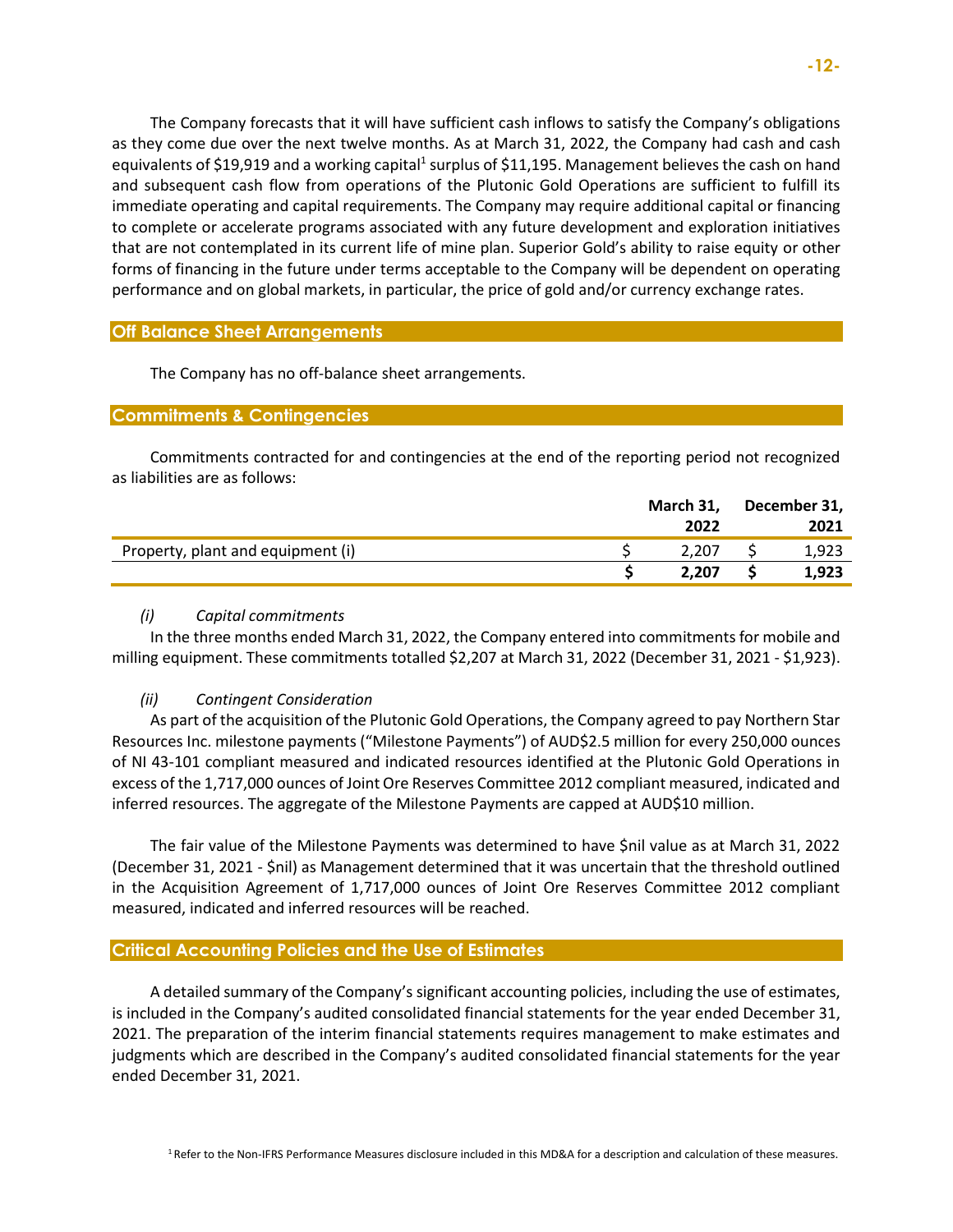The Company forecasts that it will have sufficient cash inflows to satisfy the Company's obligations as they come due over the next twelve months. As at March 31, 2022, the Company had cash and cash equivalents of $19,919 and a working capital[1] surplus of $11,195. Management believes the cash on hand and subsequent cash flow from operations of the Plutonic Gold Operations are sufficient to fulfill its immediate operating and capital requirements. The Company may require additional capital or financing to complete or accelerate programs associated with any future development and exploration initiatives that are not contemplated in its current life of mine plan. Superior Gold's ability to raise equity or other forms of financing in the future under terms acceptable to the Company will be dependent on operating performance and on global markets, in particular, the price of gold and/or currency exchange rates.

## Off Balance Sheet Arrangements

The Company has no off-balance sheet arrangements.

## Commitments & Contingencies

Commitments contracted for and contingencies at the end of the reporting period not recognized as liabilities are as follows:

| | | **March 31, 2022** | | **December 31, 2021** |
|---|---|---|---|---|
| Property, plant and equipment (i) | $ | 2,207 | $ | 1,923 |
| | **$** | **2,207** | **$** | **1,923** |

*(i) Capital commitments*

In the three months ended March 31, 2022, the Company entered into commitments for mobile and milling equipment. These commitments totalled $2,207 at March 31, 2022 (December 31, 2021 - $1,923).

*(ii) Contingent Consideration*

As part of the acquisition of the Plutonic Gold Operations, the Company agreed to pay Northern Star Resources Inc. milestone payments ("Milestone Payments") of AUD$2.5 million for every 250,000 ounces of NI 43-101 compliant measured and indicated resources identified at the Plutonic Gold Operations in excess of the 1,717,000 ounces of Joint Ore Reserves Committee 2012 compliant measured, indicated and inferred resources. The aggregate of the Milestone Payments are capped at AUD$10 million.

The fair value of the Milestone Payments was determined to have $nil value as at March 31, 2022 (December 31, 2021 - $nil) as Management determined that it was uncertain that the threshold outlined in the Acquisition Agreement of 1,717,000 ounces of Joint Ore Reserves Committee 2012 compliant measured, indicated and inferred resources will be reached.

## Critical Accounting Policies and the Use of Estimates

A detailed summary of the Company's significant accounting policies, including the use of estimates, is included in the Company's audited consolidated financial statements for the year ended December 31, 2021. The preparation of the interim financial statements requires management to make estimates and judgments which are described in the Company's audited consolidated financial statements for the year ended December 31, 2021.

[1] Refer to the Non-IFRS Performance Measures disclosure included in this MD&A for a description and calculation of these measures.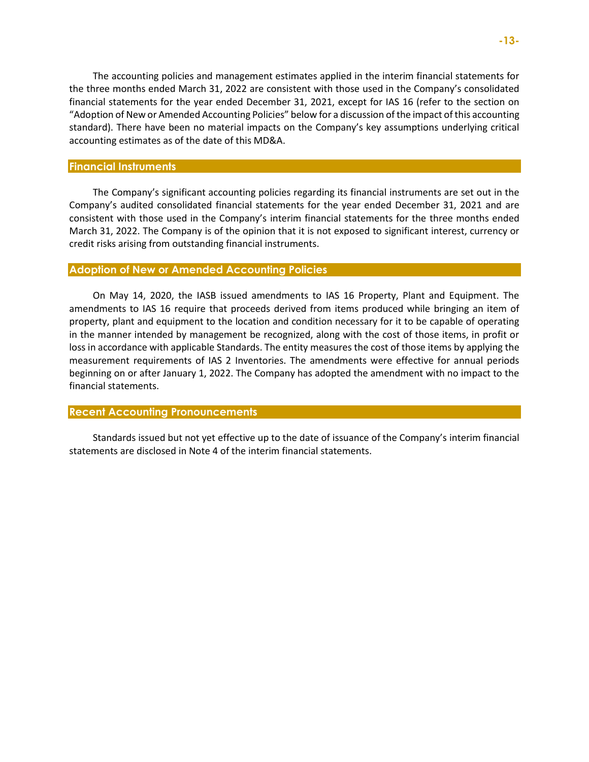The accounting policies and management estimates applied in the interim financial statements for the three months ended March 31, 2022 are consistent with those used in the Company's consolidated financial statements for the year ended December 31, 2021, except for IAS 16 (refer to the section on "Adoption of New or Amended Accounting Policies" below for a discussion of the impact of this accounting standard). There have been no material impacts on the Company's key assumptions underlying critical accounting estimates as of the date of this MD&A.

## Financial Instruments

The Company's significant accounting policies regarding its financial instruments are set out in the Company's audited consolidated financial statements for the year ended December 31, 2021 and are consistent with those used in the Company's interim financial statements for the three months ended March 31, 2022. The Company is of the opinion that it is not exposed to significant interest, currency or credit risks arising from outstanding financial instruments.

## Adoption of New or Amended Accounting Policies

On May 14, 2020, the IASB issued amendments to IAS 16 Property, Plant and Equipment. The amendments to IAS 16 require that proceeds derived from items produced while bringing an item of property, plant and equipment to the location and condition necessary for it to be capable of operating in the manner intended by management be recognized, along with the cost of those items, in profit or loss in accordance with applicable Standards. The entity measures the cost of those items by applying the measurement requirements of IAS 2 Inventories. The amendments were effective for annual periods beginning on or after January 1, 2022. The Company has adopted the amendment with no impact to the financial statements.

## Recent Accounting Pronouncements

Standards issued but not yet effective up to the date of issuance of the Company's interim financial statements are disclosed in Note 4 of the interim financial statements.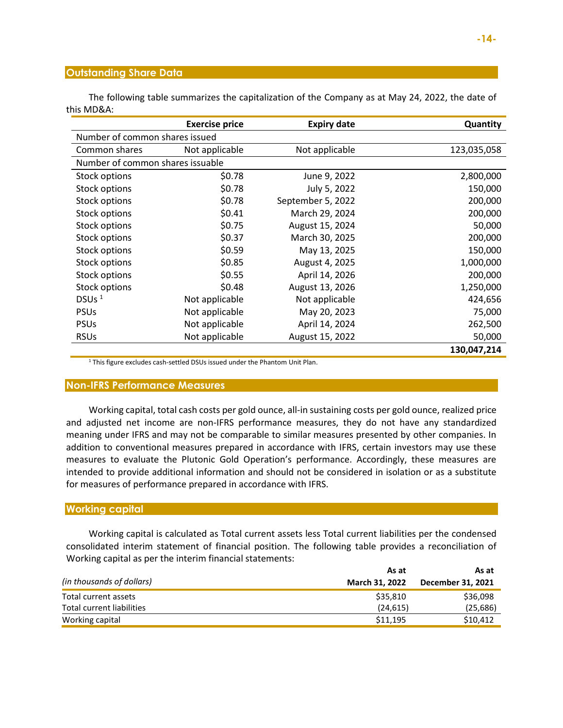## Outstanding Share Data

The following table summarizes the capitalization of the Company as at May 24, 2022, the date of this MD&A:

| | Exercise price | Expiry date | Quantity |
|---|---|---|---|
| Number of common shares issued | | | |
| Common shares | Not applicable | Not applicable | 123,035,058 |
| Number of common shares issuable | | | |
| Stock options | $0.78 | June 9, 2022 | 2,800,000 |
| Stock options | $0.78 | July 5, 2022 | 150,000 |
| Stock options | $0.78 | September 5, 2022 | 200,000 |
| Stock options | $0.41 | March 29, 2024 | 200,000 |
| Stock options | $0.75 | August 15, 2024 | 50,000 |
| Stock options | $0.37 | March 30, 2025 | 200,000 |
| Stock options | $0.59 | May 13, 2025 | 150,000 |
| Stock options | $0.85 | August 4, 2025 | 1,000,000 |
| Stock options | $0.55 | April 14, 2026 | 200,000 |
| Stock options | $0.48 | August 13, 2026 | 1,250,000 |
| DSUs [1] | Not applicable | Not applicable | 424,656 |
| PSUs | Not applicable | May 20, 2023 | 75,000 |
| PSUs | Not applicable | April 14, 2024 | 262,500 |
| RSUs | Not applicable | August 15, 2022 | 50,000 |
| | | | **130,047,214** |

[1] This figure excludes cash-settled DSUs issued under the Phantom Unit Plan.

## Non-IFRS Performance Measures

Working capital, total cash costs per gold ounce, all-in sustaining costs per gold ounce, realized price and adjusted net income are non-IFRS performance measures, they do not have any standardized meaning under IFRS and may not be comparable to similar measures presented by other companies. In addition to conventional measures prepared in accordance with IFRS, certain investors may use these measures to evaluate the Plutonic Gold Operation's performance. Accordingly, these measures are intended to provide additional information and should not be considered in isolation or as a substitute for measures of performance prepared in accordance with IFRS.

## Working capital

Working capital is calculated as Total current assets less Total current liabilities per the condensed consolidated interim statement of financial position. The following table provides a reconciliation of Working capital as per the interim financial statements:

| *(in thousands of dollars)* | **As at March 31, 2022** | **As at December 31, 2021** |
|---|---|---|
| Total current assets | $35,810 | $36,098 |
| Total current liabilities | (24,615) | (25,686) |
| Working capital | $11,195 | $10,412 |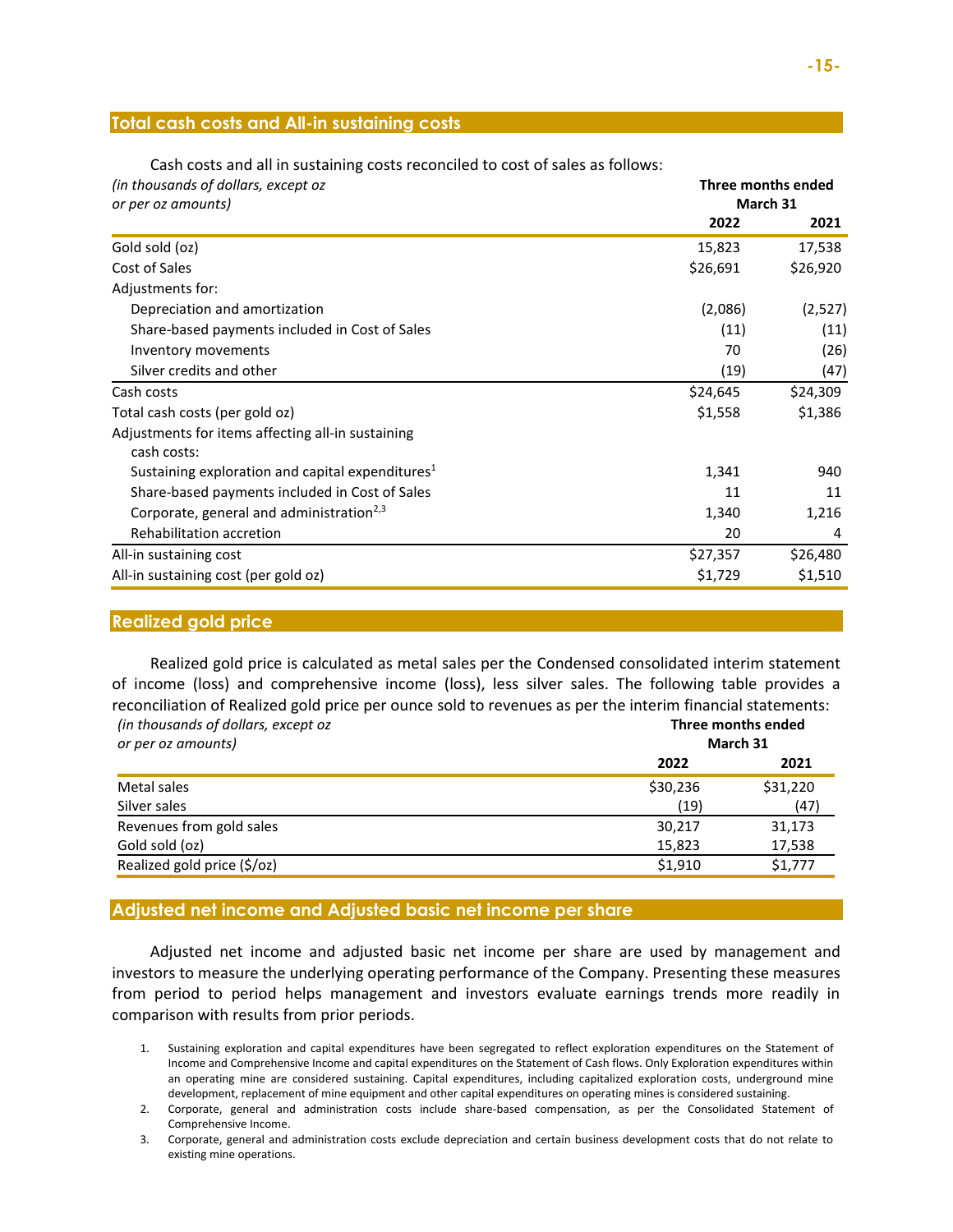## Total cash costs and All-in sustaining costs

Cash costs and all in sustaining costs reconciled to cost of sales as follows:

| *(in thousands of dollars, except oz or per oz amounts)* | **Three months ended March 31** | |
|---|---|---|
| | **2022** | **2021** |
| Gold sold (oz) | 15,823 | 17,538 |
| Cost of Sales | $26,691 | $26,920 |
| Adjustments for: | | |
| Depreciation and amortization | (2,086) | (2,527) |
| Share-based payments included in Cost of Sales | (11) | (11) |
| Inventory movements | 70 | (26) |
| Silver credits and other | (19) | (47) |
| Cash costs | $24,645 | $24,309 |
| Total cash costs (per gold oz) | $1,558 | $1,386 |
| Adjustments for items affecting all-in sustaining cash costs: | | |
| Sustaining exploration and capital expenditures[1] | 1,341 | 940 |
| Share-based payments included in Cost of Sales | 11 | 11 |
| Corporate, general and administration[2,3] | 1,340 | 1,216 |
| Rehabilitation accretion | 20 | 4 |
| All-in sustaining cost | $27,357 | $26,480 |
| All-in sustaining cost (per gold oz) | $1,729 | $1,510 |

## Realized gold price

Realized gold price is calculated as metal sales per the Condensed consolidated interim statement of income (loss) and comprehensive income (loss), less silver sales. The following table provides a reconciliation of Realized gold price per ounce sold to revenues as per the interim financial statements:

| *(in thousands of dollars, except oz or per oz amounts)* | **Three months ended March 31** | |
|---|---|---|
| | **2022** | **2021** |
| Metal sales | $30,236 | $31,220 |
| Silver sales | (19) | (47) |
| Revenues from gold sales | 30,217 | 31,173 |
| Gold sold (oz) | 15,823 | 17,538 |
| Realized gold price ($/oz) | $1,910 | $1,777 |

## Adjusted net income and Adjusted basic net income per share

Adjusted net income and adjusted basic net income per share are used by management and investors to measure the underlying operating performance of the Company. Presenting these measures from period to period helps management and investors evaluate earnings trends more readily in comparison with results from prior periods.

1. Sustaining exploration and capital expenditures have been segregated to reflect exploration expenditures on the Statement of Income and Comprehensive Income and capital expenditures on the Statement of Cash flows. Only Exploration expenditures within an operating mine are considered sustaining. Capital expenditures, including capitalized exploration costs, underground mine development, replacement of mine equipment and other capital expenditures on operating mines is considered sustaining.
2. Corporate, general and administration costs include share-based compensation, as per the Consolidated Statement of Comprehensive Income.
3. Corporate, general and administration costs exclude depreciation and certain business development costs that do not relate to existing mine operations.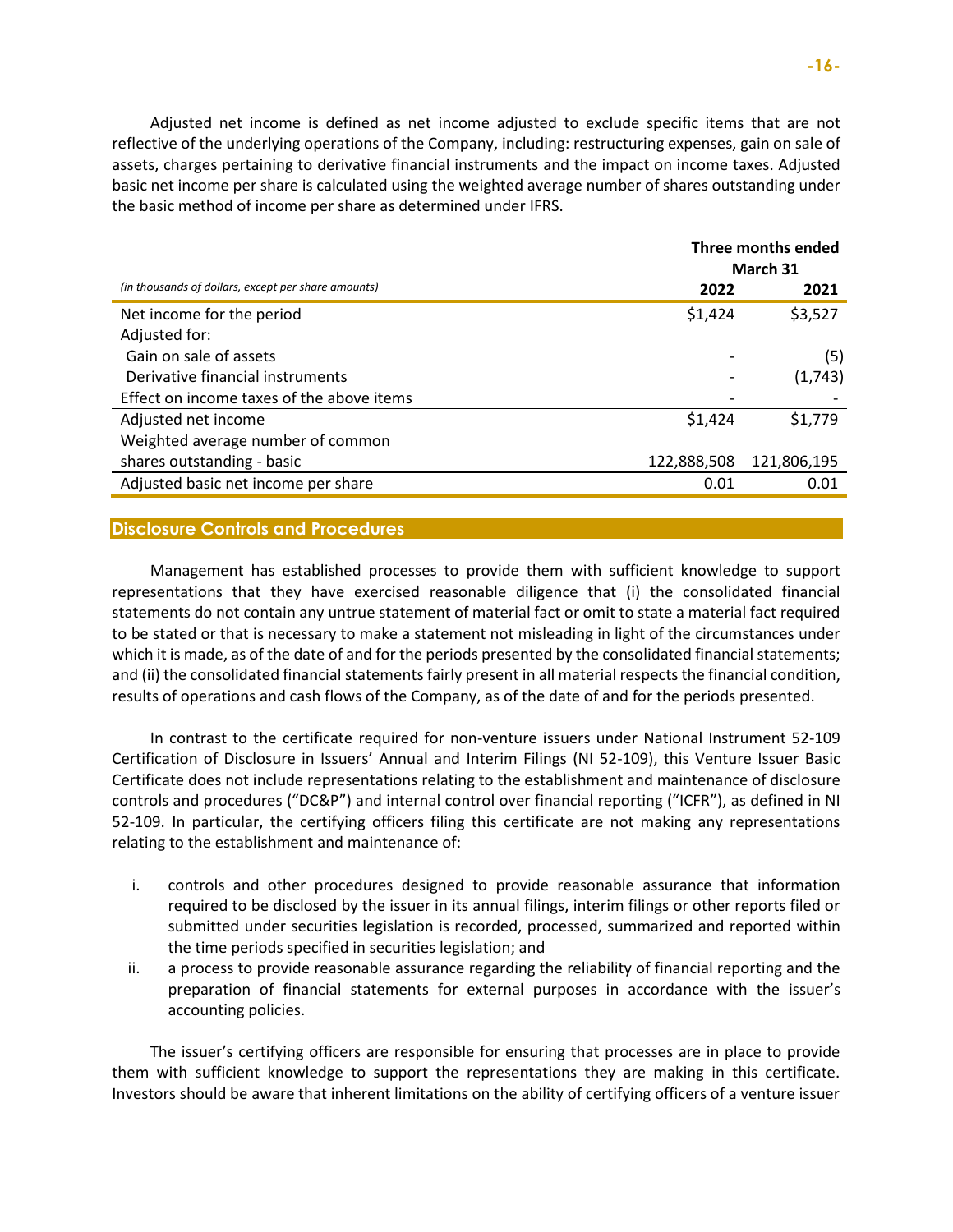Adjusted net income is defined as net income adjusted to exclude specific items that are not reflective of the underlying operations of the Company, including: restructuring expenses, gain on sale of assets, charges pertaining to derivative financial instruments and the impact on income taxes. Adjusted basic net income per share is calculated using the weighted average number of shares outstanding under the basic method of income per share as determined under IFRS.

| *(in thousands of dollars, except per share amounts)* | **Three months ended March 31** | |
|---|---|---|
| | **2022** | **2021** |
| Net income for the period | $1,424 | $3,527 |
| Adjusted for: | | |
| Gain on sale of assets | - | (5) |
| Derivative financial instruments | - | (1,743) |
| Effect on income taxes of the above items | - | - |
| Adjusted net income | $1,424 | $1,779 |
| Weighted average number of common shares outstanding - basic | 122,888,508 | 121,806,195 |
| Adjusted basic net income per share | 0.01 | 0.01 |

## Disclosure Controls and Procedures

Management has established processes to provide them with sufficient knowledge to support representations that they have exercised reasonable diligence that (i) the consolidated financial statements do not contain any untrue statement of material fact or omit to state a material fact required to be stated or that is necessary to make a statement not misleading in light of the circumstances under which it is made, as of the date of and for the periods presented by the consolidated financial statements; and (ii) the consolidated financial statements fairly present in all material respects the financial condition, results of operations and cash flows of the Company, as of the date of and for the periods presented.

In contrast to the certificate required for non-venture issuers under National Instrument 52-109 Certification of Disclosure in Issuers' Annual and Interim Filings (NI 52-109), this Venture Issuer Basic Certificate does not include representations relating to the establishment and maintenance of disclosure controls and procedures ("DC&P") and internal control over financial reporting ("ICFR"), as defined in NI 52-109. In particular, the certifying officers filing this certificate are not making any representations relating to the establishment and maintenance of:

i. controls and other procedures designed to provide reasonable assurance that information required to be disclosed by the issuer in its annual filings, interim filings or other reports filed or submitted under securities legislation is recorded, processed, summarized and reported within the time periods specified in securities legislation; and
ii. a process to provide reasonable assurance regarding the reliability of financial reporting and the preparation of financial statements for external purposes in accordance with the issuer's accounting policies.

The issuer's certifying officers are responsible for ensuring that processes are in place to provide them with sufficient knowledge to support the representations they are making in this certificate. Investors should be aware that inherent limitations on the ability of certifying officers of a venture issuer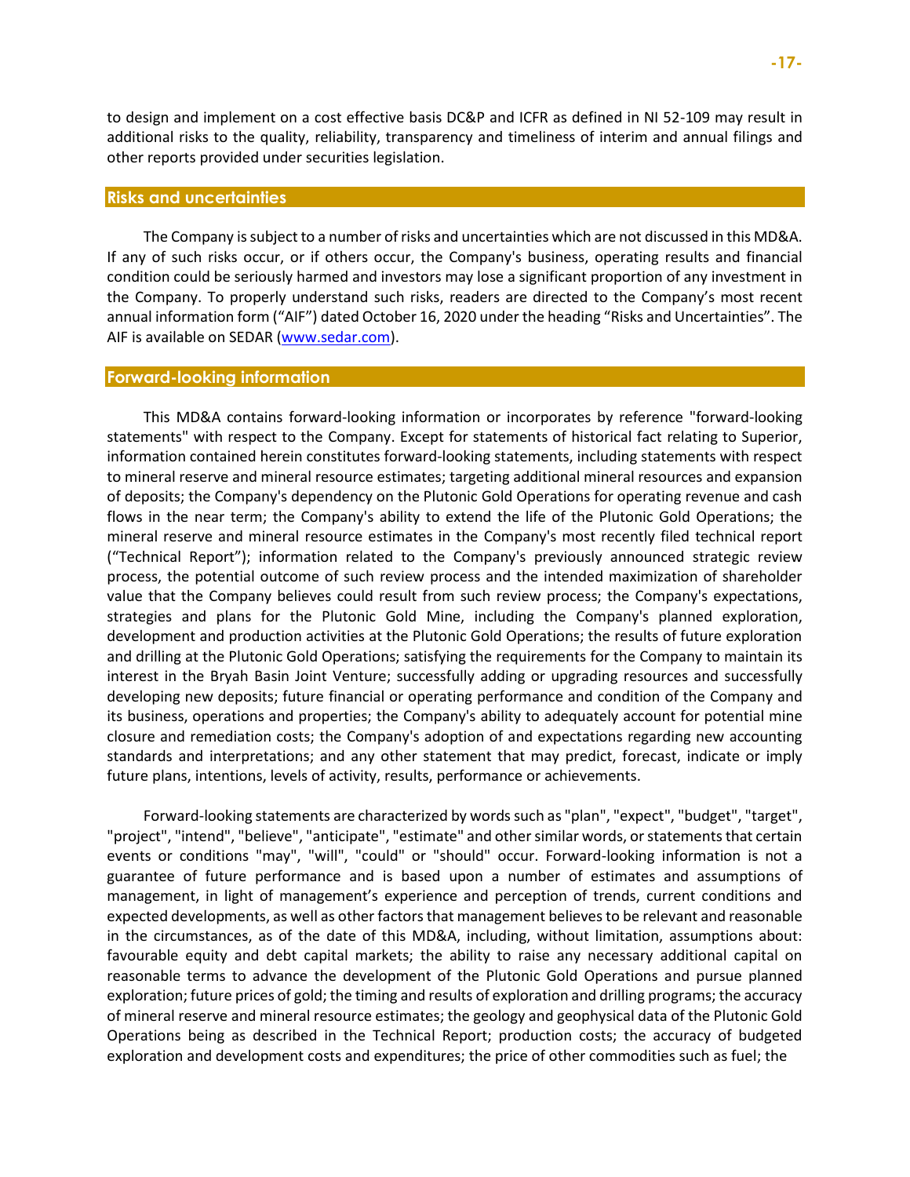to design and implement on a cost effective basis DC&P and ICFR as defined in NI 52-109 may result in additional risks to the quality, reliability, transparency and timeliness of interim and annual filings and other reports provided under securities legislation.

## Risks and uncertainties

The Company is subject to a number of risks and uncertainties which are not discussed in this MD&A. If any of such risks occur, or if others occur, the Company's business, operating results and financial condition could be seriously harmed and investors may lose a significant proportion of any investment in the Company. To properly understand such risks, readers are directed to the Company's most recent annual information form ("AIF") dated October 16, 2020 under the heading "Risks and Uncertainties". The AIF is available on SEDAR (www.sedar.com).

## Forward-looking information

This MD&A contains forward-looking information or incorporates by reference "forward-looking statements" with respect to the Company. Except for statements of historical fact relating to Superior, information contained herein constitutes forward-looking statements, including statements with respect to mineral reserve and mineral resource estimates; targeting additional mineral resources and expansion of deposits; the Company's dependency on the Plutonic Gold Operations for operating revenue and cash flows in the near term; the Company's ability to extend the life of the Plutonic Gold Operations; the mineral reserve and mineral resource estimates in the Company's most recently filed technical report ("Technical Report"); information related to the Company's previously announced strategic review process, the potential outcome of such review process and the intended maximization of shareholder value that the Company believes could result from such review process; the Company's expectations, strategies and plans for the Plutonic Gold Mine, including the Company's planned exploration, development and production activities at the Plutonic Gold Operations; the results of future exploration and drilling at the Plutonic Gold Operations; satisfying the requirements for the Company to maintain its interest in the Bryah Basin Joint Venture; successfully adding or upgrading resources and successfully developing new deposits; future financial or operating performance and condition of the Company and its business, operations and properties; the Company's ability to adequately account for potential mine closure and remediation costs; the Company's adoption of and expectations regarding new accounting standards and interpretations; and any other statement that may predict, forecast, indicate or imply future plans, intentions, levels of activity, results, performance or achievements.

Forward-looking statements are characterized by words such as "plan", "expect", "budget", "target", "project", "intend", "believe", "anticipate", "estimate" and other similar words, or statements that certain events or conditions "may", "will", "could" or "should" occur. Forward-looking information is not a guarantee of future performance and is based upon a number of estimates and assumptions of management, in light of management's experience and perception of trends, current conditions and expected developments, as well as other factors that management believes to be relevant and reasonable in the circumstances, as of the date of this MD&A, including, without limitation, assumptions about: favourable equity and debt capital markets; the ability to raise any necessary additional capital on reasonable terms to advance the development of the Plutonic Gold Operations and pursue planned exploration; future prices of gold; the timing and results of exploration and drilling programs; the accuracy of mineral reserve and mineral resource estimates; the geology and geophysical data of the Plutonic Gold Operations being as described in the Technical Report; production costs; the accuracy of budgeted exploration and development costs and expenditures; the price of other commodities such as fuel; the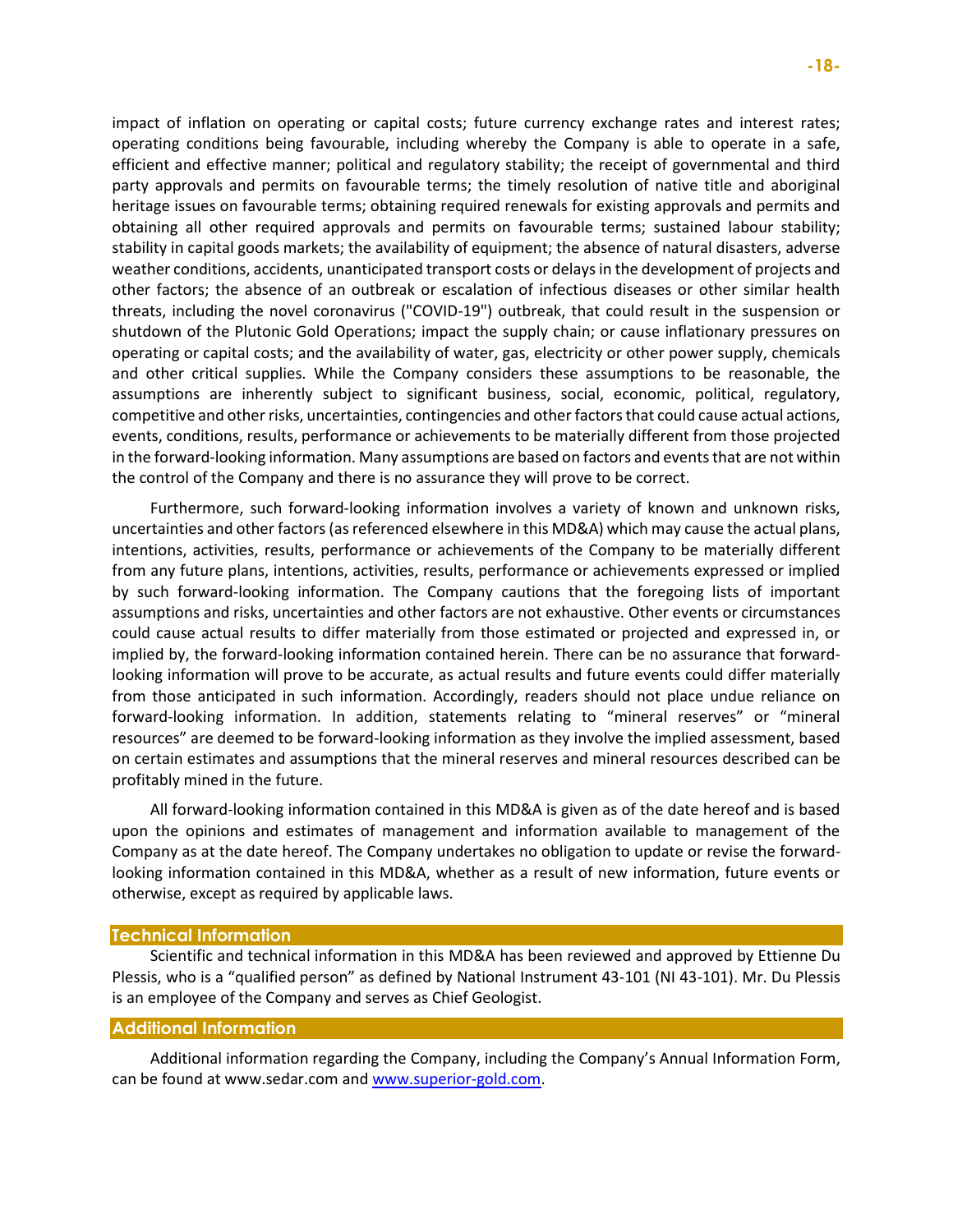impact of inflation on operating or capital costs; future currency exchange rates and interest rates; operating conditions being favourable, including whereby the Company is able to operate in a safe, efficient and effective manner; political and regulatory stability; the receipt of governmental and third party approvals and permits on favourable terms; the timely resolution of native title and aboriginal heritage issues on favourable terms; obtaining required renewals for existing approvals and permits and obtaining all other required approvals and permits on favourable terms; sustained labour stability; stability in capital goods markets; the availability of equipment; the absence of natural disasters, adverse weather conditions, accidents, unanticipated transport costs or delays in the development of projects and other factors; the absence of an outbreak or escalation of infectious diseases or other similar health threats, including the novel coronavirus ("COVID-19") outbreak, that could result in the suspension or shutdown of the Plutonic Gold Operations; impact the supply chain; or cause inflationary pressures on operating or capital costs; and the availability of water, gas, electricity or other power supply, chemicals and other critical supplies. While the Company considers these assumptions to be reasonable, the assumptions are inherently subject to significant business, social, economic, political, regulatory, competitive and other risks, uncertainties, contingencies and other factors that could cause actual actions, events, conditions, results, performance or achievements to be materially different from those projected in the forward-looking information. Many assumptions are based on factors and events that are not within the control of the Company and there is no assurance they will prove to be correct.

Furthermore, such forward-looking information involves a variety of known and unknown risks, uncertainties and other factors (as referenced elsewhere in this MD&A) which may cause the actual plans, intentions, activities, results, performance or achievements of the Company to be materially different from any future plans, intentions, activities, results, performance or achievements expressed or implied by such forward-looking information. The Company cautions that the foregoing lists of important assumptions and risks, uncertainties and other factors are not exhaustive. Other events or circumstances could cause actual results to differ materially from those estimated or projected and expressed in, or implied by, the forward-looking information contained herein. There can be no assurance that forward-looking information will prove to be accurate, as actual results and future events could differ materially from those anticipated in such information. Accordingly, readers should not place undue reliance on forward-looking information. In addition, statements relating to "mineral reserves" or "mineral resources" are deemed to be forward-looking information as they involve the implied assessment, based on certain estimates and assumptions that the mineral reserves and mineral resources described can be profitably mined in the future.

All forward-looking information contained in this MD&A is given as of the date hereof and is based upon the opinions and estimates of management and information available to management of the Company as at the date hereof. The Company undertakes no obligation to update or revise the forward-looking information contained in this MD&A, whether as a result of new information, future events or otherwise, except as required by applicable laws.

## Technical Information

Scientific and technical information in this MD&A has been reviewed and approved by Ettienne Du Plessis, who is a "qualified person" as defined by National Instrument 43-101 (NI 43-101). Mr. Du Plessis is an employee of the Company and serves as Chief Geologist.

## Additional Information

Additional information regarding the Company, including the Company's Annual Information Form, can be found at www.sedar.com and www.superior-gold.com.